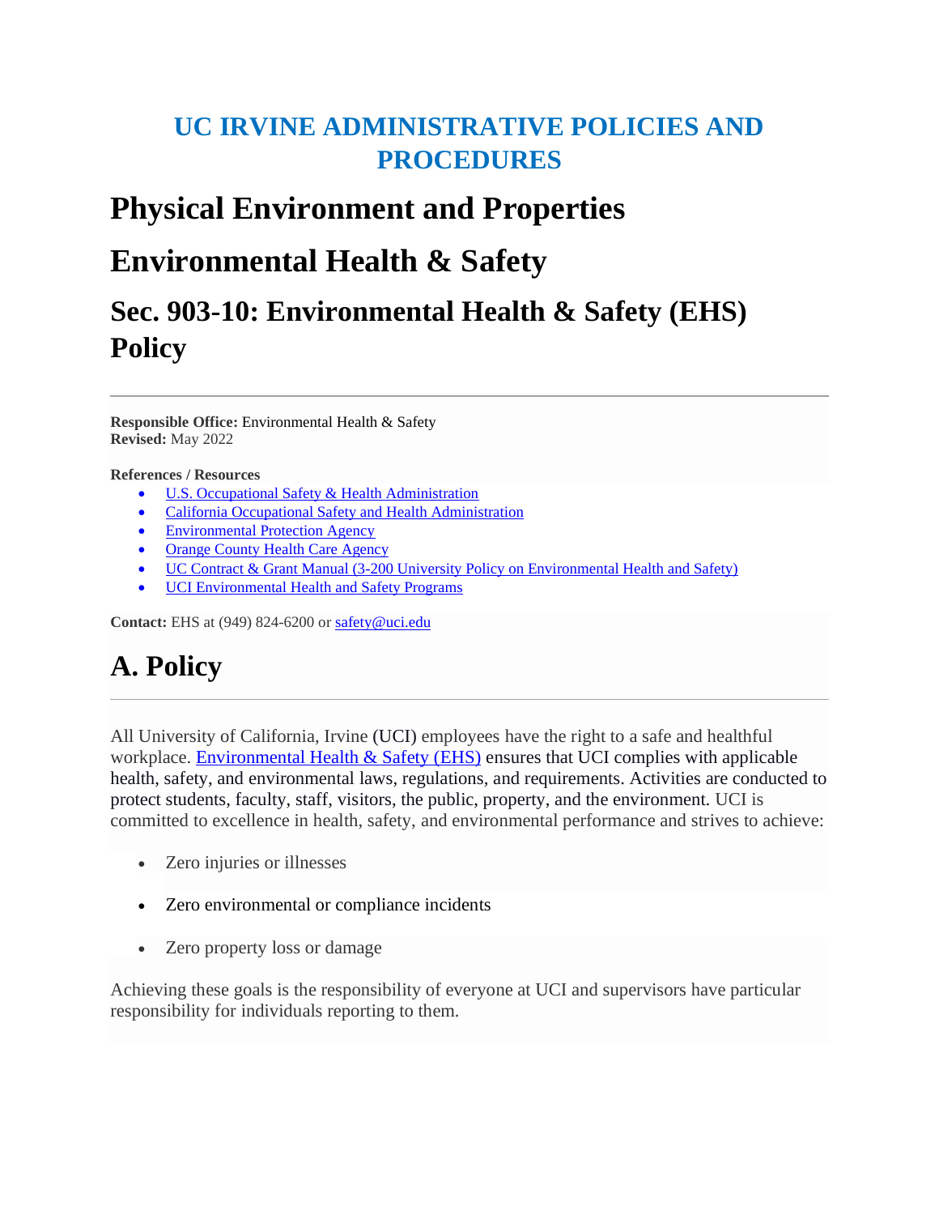# UC IRVINE ADMINISTRATIVE POLICIES AND PROCEDURES

# Physical Environment and Properties

# Environmental Health & Safety

## Sec. 903-10: Environmental Health & Safety (EHS) Policy

---

**Responsible Office:** Environmental Health & Safety
**Revised:** May 2022

**References / Resources**

- U.S. Occupational Safety & Health Administration
- California Occupational Safety and Health Administration
- Environmental Protection Agency
- Orange County Health Care Agency
- UC Contract & Grant Manual (3-200 University Policy on Environmental Health and Safety)
- UCI Environmental Health and Safety Programs

**Contact:** EHS at (949) 824-6200 or safety@uci.edu

## A. Policy

---

All University of California, Irvine (UCI) employees have the right to a safe and healthful workplace. Environmental Health & Safety (EHS) ensures that UCI complies with applicable health, safety, and environmental laws, regulations, and requirements. Activities are conducted to protect students, faculty, staff, visitors, the public, property, and the environment. UCI is committed to excellence in health, safety, and environmental performance and strives to achieve:

- Zero injuries or illnesses
- Zero environmental or compliance incidents
- Zero property loss or damage

Achieving these goals is the responsibility of everyone at UCI and supervisors have particular responsibility for individuals reporting to them.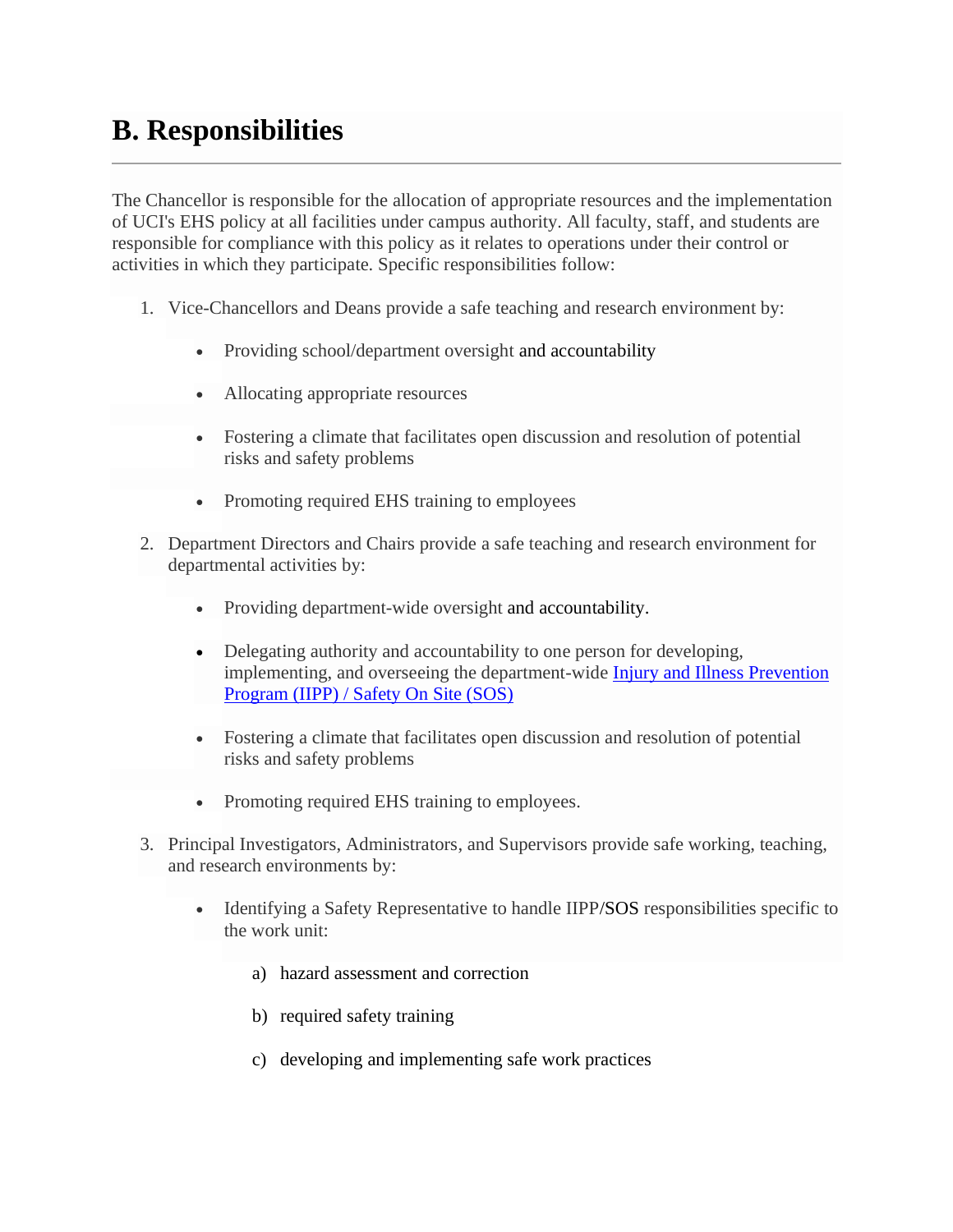# B. Responsibilities

---

The Chancellor is responsible for the allocation of appropriate resources and the implementation of UCI's EHS policy at all facilities under campus authority. All faculty, staff, and students are responsible for compliance with this policy as it relates to operations under their control or activities in which they participate. Specific responsibilities follow:

1. Vice-Chancellors and Deans provide a safe teaching and research environment by:

    - Providing school/department oversight and accountability
    - Allocating appropriate resources
    - Fostering a climate that facilitates open discussion and resolution of potential risks and safety problems
    - Promoting required EHS training to employees

2. Department Directors and Chairs provide a safe teaching and research environment for departmental activities by:

    - Providing department-wide oversight and accountability.
    - Delegating authority and accountability to one person for developing, implementing, and overseeing the department-wide [Injury and Illness Prevention Program (IIPP) / Safety On Site (SOS)]
    - Fostering a climate that facilitates open discussion and resolution of potential risks and safety problems
    - Promoting required EHS training to employees.

3. Principal Investigators, Administrators, and Supervisors provide safe working, teaching, and research environments by:

    - Identifying a Safety Representative to handle IIPP/SOS responsibilities specific to the work unit:

        a) hazard assessment and correction

        b) required safety training

        c) developing and implementing safe work practices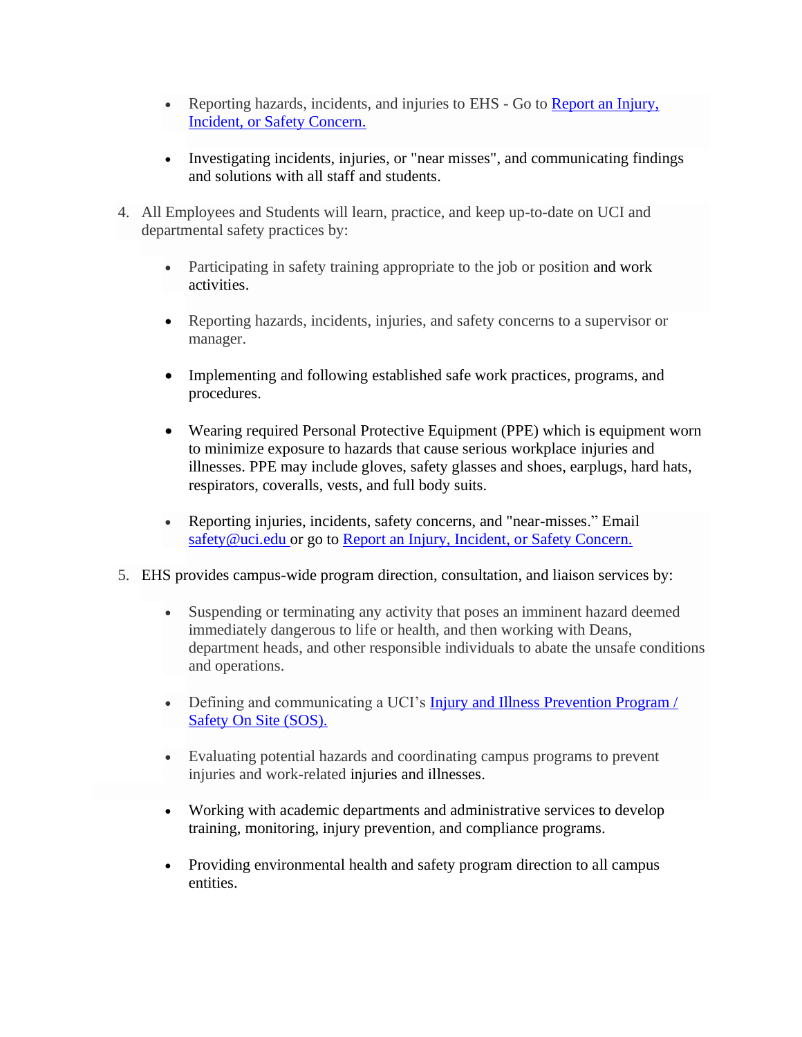- Reporting hazards, incidents, and injuries to EHS - Go to [Report an Injury, Incident, or Safety Concern.]()

- Investigating incidents, injuries, or "near misses", and communicating findings and solutions with all staff and students.

4. All Employees and Students will learn, practice, and keep up-to-date on UCI and departmental safety practices by:

   - Participating in safety training appropriate to the job or position and work activities.

   - Reporting hazards, incidents, injuries, and safety concerns to a supervisor or manager.

   - Implementing and following established safe work practices, programs, and procedures.

   - Wearing required Personal Protective Equipment (PPE) which is equipment worn to minimize exposure to hazards that cause serious workplace injuries and illnesses. PPE may include gloves, safety glasses and shoes, earplugs, hard hats, respirators, coveralls, vests, and full body suits.

   - Reporting injuries, incidents, safety concerns, and "near-misses." Email [safety@uci.edu]() or go to [Report an Injury, Incident, or Safety Concern.]()

5. EHS provides campus-wide program direction, consultation, and liaison services by:

   - Suspending or terminating any activity that poses an imminent hazard deemed immediately dangerous to life or health, and then working with Deans, department heads, and other responsible individuals to abate the unsafe conditions and operations.

   - Defining and communicating a UCI's [Injury and Illness Prevention Program / Safety On Site (SOS).]()

   - Evaluating potential hazards and coordinating campus programs to prevent injuries and work-related injuries and illnesses.

   - Working with academic departments and administrative services to develop training, monitoring, injury prevention, and compliance programs.

   - Providing environmental health and safety program direction to all campus entities.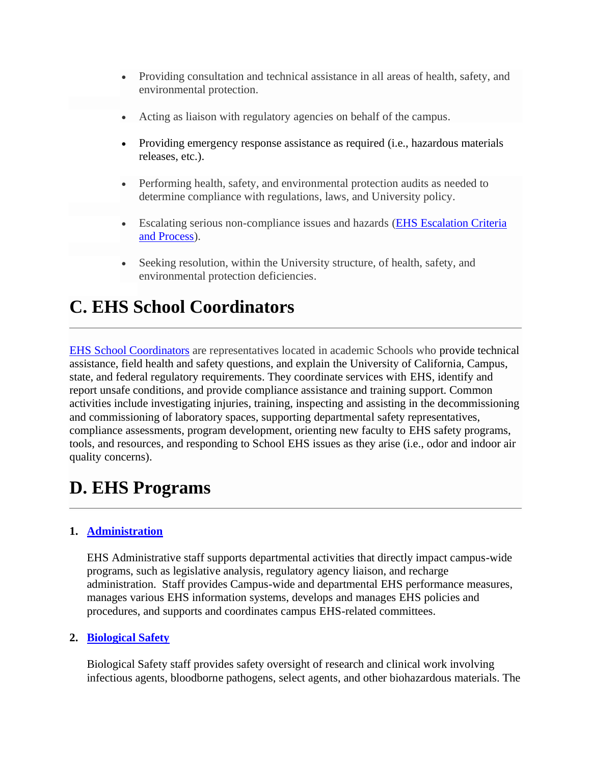- Providing consultation and technical assistance in all areas of health, safety, and environmental protection.
- Acting as liaison with regulatory agencies on behalf of the campus.
- Providing emergency response assistance as required (i.e., hazardous materials releases, etc.).
- Performing health, safety, and environmental protection audits as needed to determine compliance with regulations, laws, and University policy.
- Escalating serious non-compliance issues and hazards (EHS Escalation Criteria and Process).
- Seeking resolution, within the University structure, of health, safety, and environmental protection deficiencies.

# C. EHS School Coordinators

EHS School Coordinators are representatives located in academic Schools who provide technical assistance, field health and safety questions, and explain the University of California, Campus, state, and federal regulatory requirements. They coordinate services with EHS, identify and report unsafe conditions, and provide compliance assistance and training support. Common activities include investigating injuries, training, inspecting and assisting in the decommissioning and commissioning of laboratory spaces, supporting departmental safety representatives, compliance assessments, program development, orienting new faculty to EHS safety programs, tools, and resources, and responding to School EHS issues as they arise (i.e., odor and indoor air quality concerns).

# D. EHS Programs

1. **Administration**

   EHS Administrative staff supports departmental activities that directly impact campus-wide programs, such as legislative analysis, regulatory agency liaison, and recharge administration. Staff provides Campus-wide and departmental EHS performance measures, manages various EHS information systems, develops and manages EHS policies and procedures, and supports and coordinates campus EHS-related committees.

2. **Biological Safety**

   Biological Safety staff provides safety oversight of research and clinical work involving infectious agents, bloodborne pathogens, select agents, and other biohazardous materials. The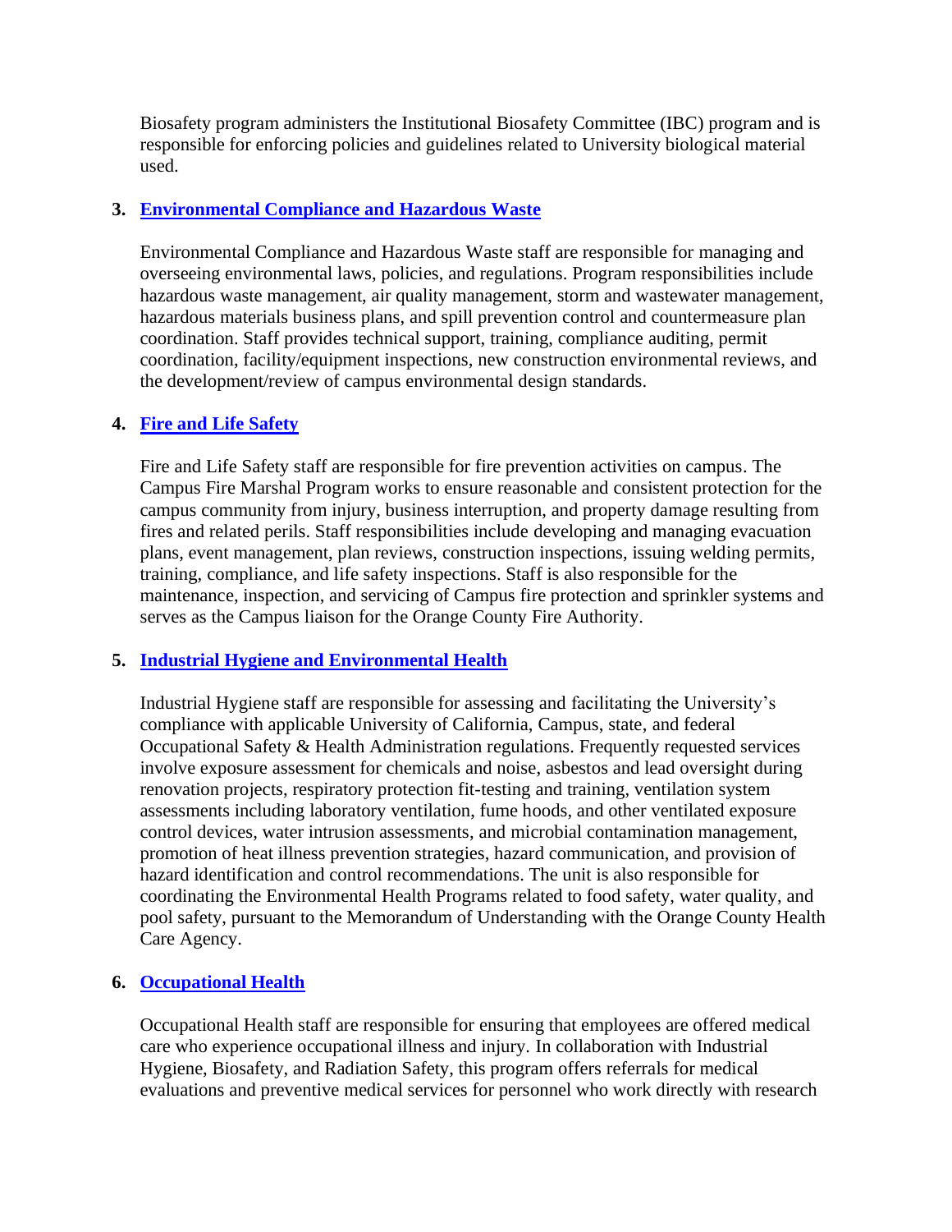Biosafety program administers the Institutional Biosafety Committee (IBC) program and is responsible for enforcing policies and guidelines related to University biological material used.

3. **Environmental Compliance and Hazardous Waste**

   Environmental Compliance and Hazardous Waste staff are responsible for managing and overseeing environmental laws, policies, and regulations. Program responsibilities include hazardous waste management, air quality management, storm and wastewater management, hazardous materials business plans, and spill prevention control and countermeasure plan coordination. Staff provides technical support, training, compliance auditing, permit coordination, facility/equipment inspections, new construction environmental reviews, and the development/review of campus environmental design standards.

4. **Fire and Life Safety**

   Fire and Life Safety staff are responsible for fire prevention activities on campus. The Campus Fire Marshal Program works to ensure reasonable and consistent protection for the campus community from injury, business interruption, and property damage resulting from fires and related perils. Staff responsibilities include developing and managing evacuation plans, event management, plan reviews, construction inspections, issuing welding permits, training, compliance, and life safety inspections. Staff is also responsible for the maintenance, inspection, and servicing of Campus fire protection and sprinkler systems and serves as the Campus liaison for the Orange County Fire Authority.

5. **Industrial Hygiene and Environmental Health**

   Industrial Hygiene staff are responsible for assessing and facilitating the University's compliance with applicable University of California, Campus, state, and federal Occupational Safety & Health Administration regulations. Frequently requested services involve exposure assessment for chemicals and noise, asbestos and lead oversight during renovation projects, respiratory protection fit-testing and training, ventilation system assessments including laboratory ventilation, fume hoods, and other ventilated exposure control devices, water intrusion assessments, and microbial contamination management, promotion of heat illness prevention strategies, hazard communication, and provision of hazard identification and control recommendations. The unit is also responsible for coordinating the Environmental Health Programs related to food safety, water quality, and pool safety, pursuant to the Memorandum of Understanding with the Orange County Health Care Agency.

6. **Occupational Health**

   Occupational Health staff are responsible for ensuring that employees are offered medical care who experience occupational illness and injury. In collaboration with Industrial Hygiene, Biosafety, and Radiation Safety, this program offers referrals for medical evaluations and preventive medical services for personnel who work directly with research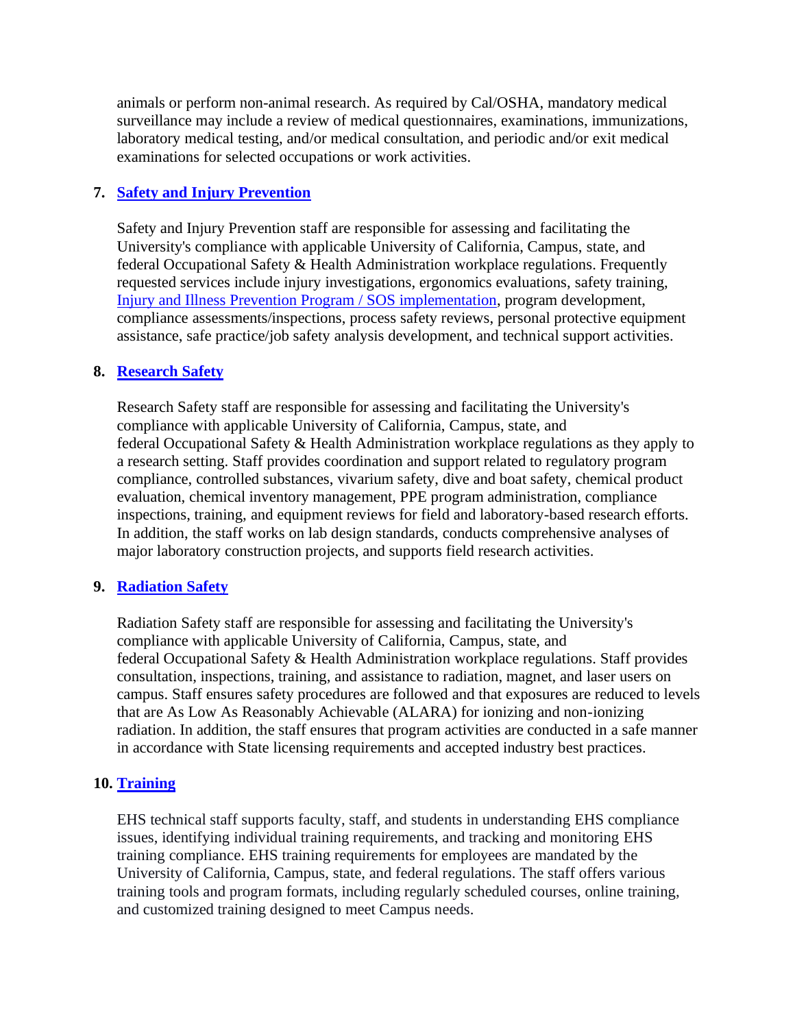animals or perform non-animal research. As required by Cal/OSHA, mandatory medical surveillance may include a review of medical questionnaires, examinations, immunizations, laboratory medical testing, and/or medical consultation, and periodic and/or exit medical examinations for selected occupations or work activities.

7. **Safety and Injury Prevention**

   Safety and Injury Prevention staff are responsible for assessing and facilitating the University's compliance with applicable University of California, Campus, state, and federal Occupational Safety & Health Administration workplace regulations. Frequently requested services include injury investigations, ergonomics evaluations, safety training, Injury and Illness Prevention Program / SOS implementation, program development, compliance assessments/inspections, process safety reviews, personal protective equipment assistance, safe practice/job safety analysis development, and technical support activities.

8. **Research Safety**

   Research Safety staff are responsible for assessing and facilitating the University's compliance with applicable University of California, Campus, state, and federal Occupational Safety & Health Administration workplace regulations as they apply to a research setting. Staff provides coordination and support related to regulatory program compliance, controlled substances, vivarium safety, dive and boat safety, chemical product evaluation, chemical inventory management, PPE program administration, compliance inspections, training, and equipment reviews for field and laboratory-based research efforts. In addition, the staff works on lab design standards, conducts comprehensive analyses of major laboratory construction projects, and supports field research activities.

9. **Radiation Safety**

   Radiation Safety staff are responsible for assessing and facilitating the University's compliance with applicable University of California, Campus, state, and federal Occupational Safety & Health Administration workplace regulations. Staff provides consultation, inspections, training, and assistance to radiation, magnet, and laser users on campus. Staff ensures safety procedures are followed and that exposures are reduced to levels that are As Low As Reasonably Achievable (ALARA) for ionizing and non-ionizing radiation. In addition, the staff ensures that program activities are conducted in a safe manner in accordance with State licensing requirements and accepted industry best practices.

10. **Training**

    EHS technical staff supports faculty, staff, and students in understanding EHS compliance issues, identifying individual training requirements, and tracking and monitoring EHS training compliance. EHS training requirements for employees are mandated by the University of California, Campus, state, and federal regulations. The staff offers various training tools and program formats, including regularly scheduled courses, online training, and customized training designed to meet Campus needs.